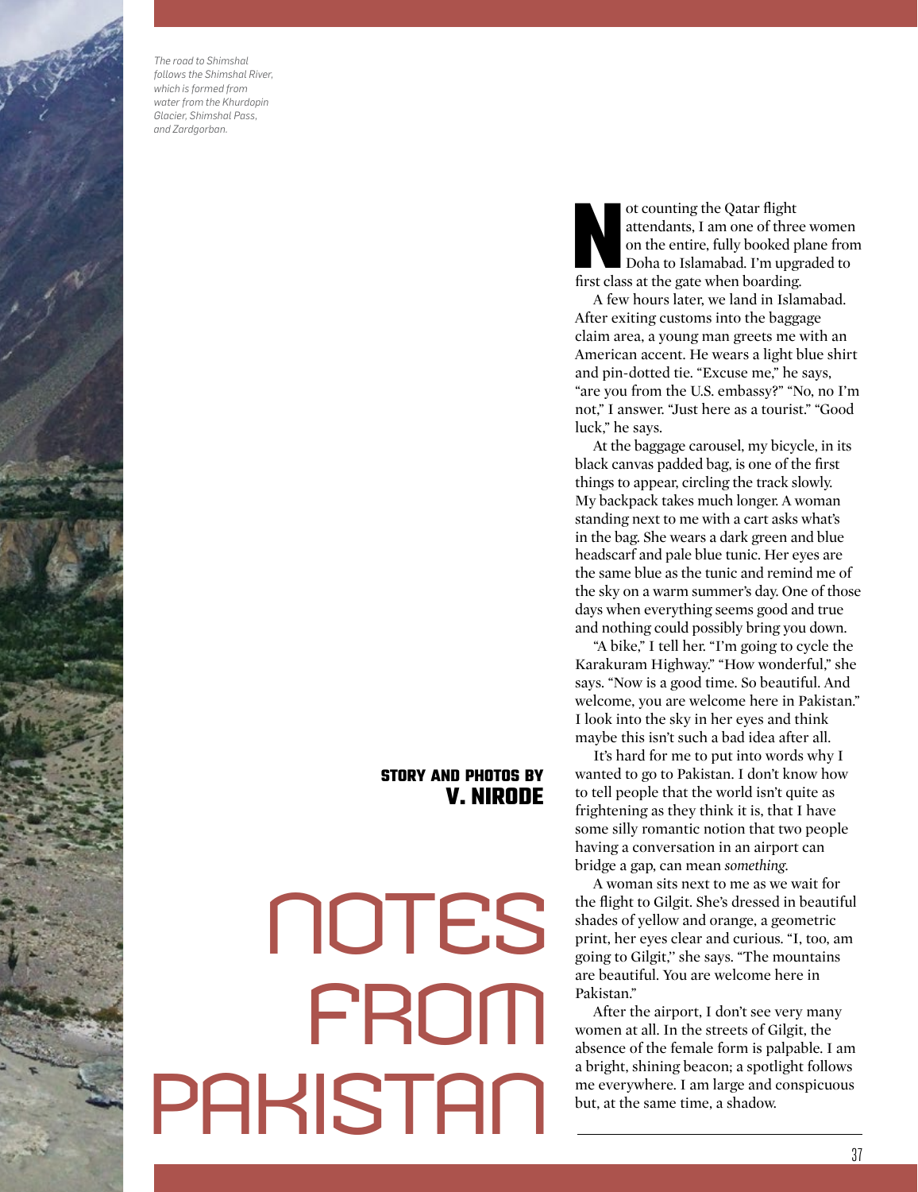*The road to Shimshal follows the Shimshal River, which is formed from water from the Khurdopin Glacier, Shimshal Pass, and Zardgorban.*

# NOTES FROM PAKISTAN

**STORY AND PHOTOS BY V. NIRODE**

Not counting the Qatar flight attendants, I am one of three women on the entire, fully booked plane from Doha to Islamabad. I'm upgraded to first class at the gate when boarding.

A few hours later, we land in Islamabad. After exiting customs into the baggage claim area, a young man greets me with an American accent. He wears a light blue shirt and pin-dotted tie. "Excuse me," he says, "are you from the U.S. embassy?" "No, no I'm not," I answer. "Just here as a tourist." "Good luck," he says.

At the baggage carousel, my bicycle, in its black canvas padded bag, is one of the first things to appear, circling the track slowly. My backpack takes much longer. A woman standing next to me with a cart asks what's in the bag. She wears a dark green and blue headscarf and pale blue tunic. Her eyes are the same blue as the tunic and remind me of the sky on a warm summer's day. One of those days when everything seems good and true and nothing could possibly bring you down.

"A bike," I tell her. "I'm going to cycle the Karakuram Highway." "How wonderful," she says. "Now is a good time. So beautiful. And welcome, you are welcome here in Pakistan." I look into the sky in her eyes and think maybe this isn't such a bad idea after all.

It's hard for me to put into words why I wanted to go to Pakistan. I don't know how to tell people that the world isn't quite as frightening as they think it is, that I have some silly romantic notion that two people having a conversation in an airport can bridge a gap, can mean *something*.

A woman sits next to me as we wait for the flight to Gilgit. She's dressed in beautiful shades of yellow and orange, a geometric print, her eyes clear and curious. "I, too, am going to Gilgit," she says. "The mountains are beautiful. You are welcome here in Pakistan."

After the airport, I don't see very many women at all. In the streets of Gilgit, the absence of the female form is palpable. I am a bright, shining beacon; a spotlight follows me everywhere. I am large and conspicuous but, at the same time, a shadow.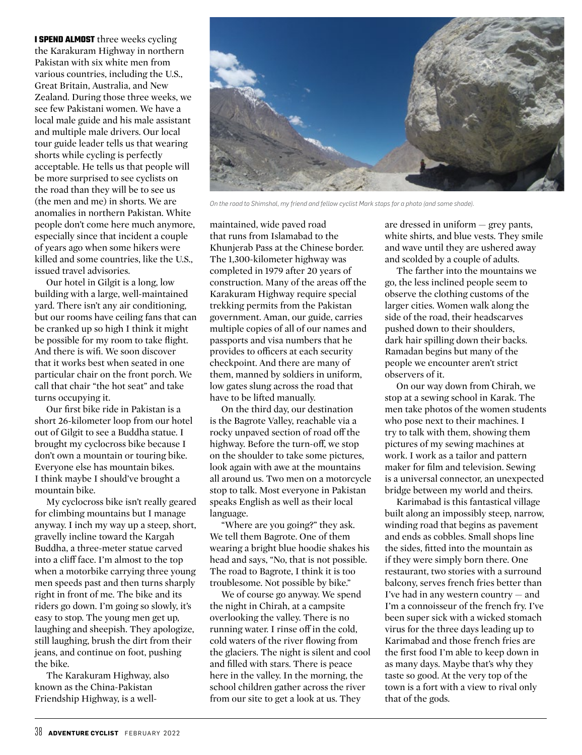**I SPEND ALMOST** three weeks cycling the Karakuram Highway in northern Pakistan with six white men from various countries, including the U.S., Great Britain, Australia, and New Zealand. During those three weeks, we see few Pakistani women. We have a local male guide and his male assistant and multiple male drivers. Our local tour guide leader tells us that wearing shorts while cycling is perfectly acceptable. He tells us that people will be more surprised to see cyclists on the road than they will be to see us (the men and me) in shorts. We are anomalies in northern Pakistan. White people don't come here much anymore, especially since that incident a couple of years ago when some hikers were killed and some countries, like the U.S., issued travel advisories.

Our hotel in Gilgit is a long, low building with a large, well-maintained yard. There isn't any air conditioning, but our rooms have ceiling fans that can be cranked up so high I think it might be possible for my room to take flight. And there is wifi. We soon discover that it works best when seated in one particular chair on the front porch. We call that chair "the hot seat" and take turns occupying it.

Our first bike ride in Pakistan is a short 26-kilometer loop from our hotel out of Gilgit to see a Buddha statue. I brought my cyclocross bike because I don't own a mountain or touring bike. Everyone else has mountain bikes. I think maybe I should've brought a mountain bike.

My cyclocross bike isn't really geared for climbing mountains but I manage anyway. I inch my way up a steep, short, gravelly incline toward the Kargah Buddha, a three-meter statue carved into a cliff face. I'm almost to the top when a motorbike carrying three young men speeds past and then turns sharply right in front of me. The bike and its riders go down. I'm going so slowly, it's easy to stop. The young men get up, laughing and sheepish. They apologize, still laughing, brush the dirt from their jeans, and continue on foot, pushing the bike.

The Karakuram Highway, also known as the China-Pakistan Friendship Highway, is a well-maintained, wide paved road that runs from Islamabad to the Khunjerab Pass at the Chinese border. The 1,300-kilometer highway was completed in 1979 after 20 years of construction. Many of the areas off the Karakuram Highway require special trekking permits from the Pakistan government. Aman, our guide, carries multiple copies of all of our names and passports and visa numbers that he provides to officers at each security checkpoint. And there are many of them, manned by soldiers in uniform, low gates slung across the road that have to be lifted manually.

*On the road to Shimshal, my friend and fellow cyclist Mark stops for a photo (and some shade).*

On the third day, our destination is the Bagrote Valley, reachable via a rocky unpaved section of road off the highway. Before the turn-off, we stop on the shoulder to take some pictures, look again with awe at the mountains all around us. Two men on a motorcycle stop to talk. Most everyone in Pakistan speaks English as well as their local language.

"Where are you going?" they ask. We tell them Bagrote. One of them wearing a bright blue hoodie shakes his head and says, "No, that is not possible. The road to Bagrote, I think it is too troublesome. Not possible by bike."

We of course go anyway. We spend the night in Chirah, at a campsite overlooking the valley. There is no running water. I rinse off in the cold, cold waters of the river flowing from the glaciers. The night is silent and cool and filled with stars. There is peace here in the valley. In the morning, the school children gather across the river from our site to get a look at us. They are dressed in uniform — grey pants, white shirts, and blue vests. They smile and wave until they are ushered away and scolded by a couple of adults.

The farther into the mountains we go, the less inclined people seem to observe the clothing customs of the larger cities. Women walk along the side of the road, their headscarves pushed down to their shoulders, dark hair spilling down their backs. Ramadan begins but many of the people we encounter aren't strict observers of it.

On our way down from Chirah, we stop at a sewing school in Karak. The men take photos of the women students who pose next to their machines. I try to talk with them, showing them pictures of my sewing machines at work. I work as a tailor and pattern maker for film and television. Sewing is a universal connector, an unexpected bridge between my world and theirs.

Karimabad is this fantastical village built along an impossibly steep, narrow, winding road that begins as pavement and ends as cobbles. Small shops line the sides, fitted into the mountain as if they were simply born there. One restaurant, two stories with a surround balcony, serves french fries better than I've had in any western country — and I'm a connoisseur of the french fry. I've been super sick with a wicked stomach virus for the three days leading up to Karimabad and those french fries are the first food I'm able to keep down in as many days. Maybe that's why they taste so good. At the very top of the town is a fort with a view to rival only that of the gods.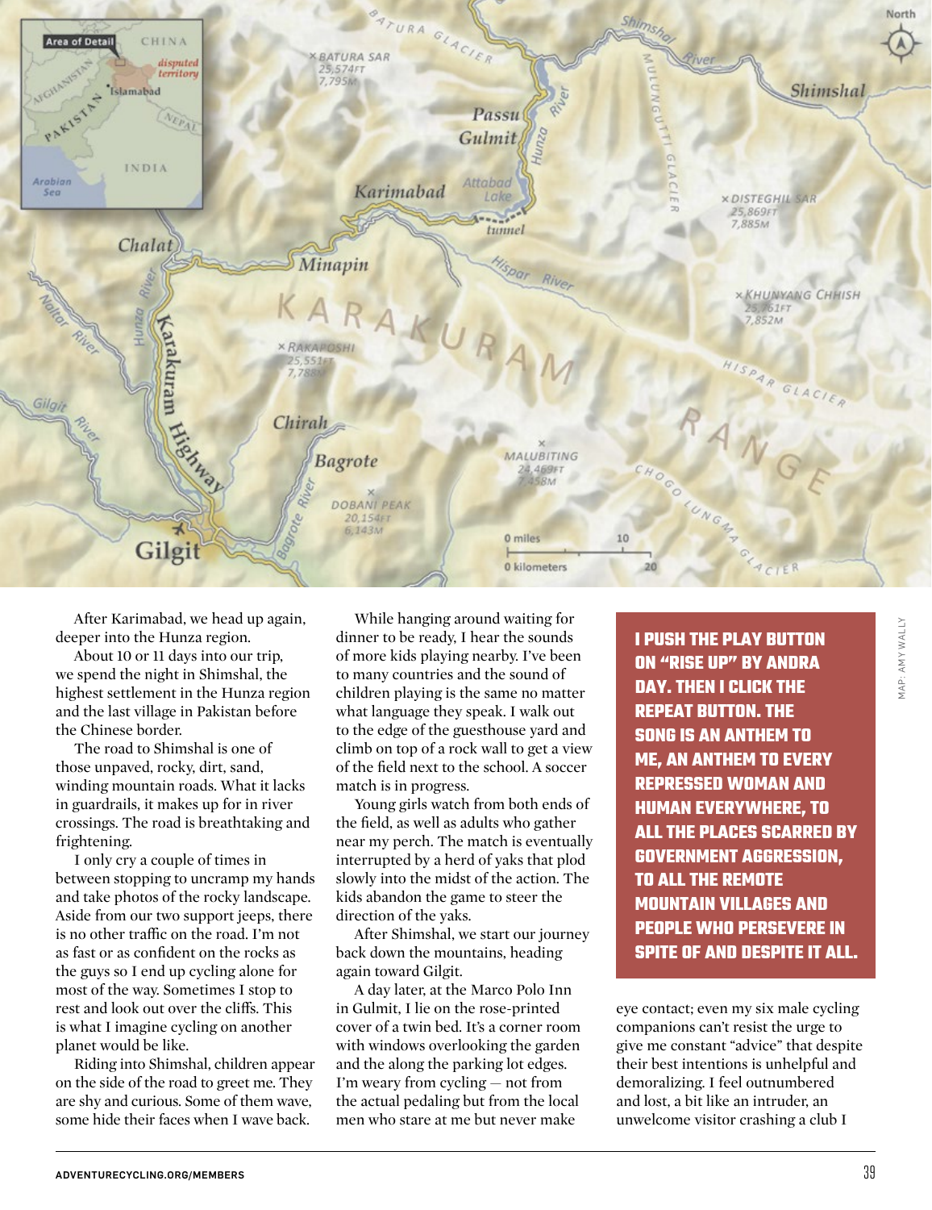After Karimabad, we head up again, deeper into the Hunza region.

About 10 or 11 days into our trip, we spend the night in Shimshal, the highest settlement in the Hunza region and the last village in Pakistan before the Chinese border.

The road to Shimshal is one of those unpaved, rocky, dirt, sand, winding mountain roads. What it lacks in guardrails, it makes up for in river crossings. The road is breathtaking and frightening.

I only cry a couple of times in between stopping to uncramp my hands and take photos of the rocky landscape. Aside from our two support jeeps, there is no other traffic on the road. I'm not as fast or as confident on the rocks as the guys so I end up cycling alone for most of the way. Sometimes I stop to rest and look out over the cliffs. This is what I imagine cycling on another planet would be like.

Riding into Shimshal, children appear on the side of the road to greet me. They are shy and curious. Some of them wave, some hide their faces when I wave back.

While hanging around waiting for dinner to be ready, I hear the sounds of more kids playing nearby. I've been to many countries and the sound of children playing is the same no matter what language they speak. I walk out to the edge of the guesthouse yard and climb on top of a rock wall to get a view of the field next to the school. A soccer match is in progress.

Young girls watch from both ends of the field, as well as adults who gather near my perch. The match is eventually interrupted by a herd of yaks that plod slowly into the midst of the action. The kids abandon the game to steer the direction of the yaks.

After Shimshal, we start our journey back down the mountains, heading again toward Gilgit.

A day later, at the Marco Polo Inn in Gulmit, I lie on the rose-printed cover of a twin bed. It's a corner room with windows overlooking the garden and the along the parking lot edges. I'm weary from cycling — not from the actual pedaling but from the local men who stare at me but never make eye contact; even my six male cycling companions can't resist the urge to give me constant "advice" that despite their best intentions is unhelpful and demoralizing. I feel outnumbered and lost, a bit like an intruder, an unwelcome visitor crashing a club I

**I PUSH THE PLAY BUTTON ON "RISE UP" BY ANDRA DAY. THEN I CLICK THE REPEAT BUTTON. THE SONG IS AN ANTHEM TO ME, AN ANTHEM TO EVERY REPRESSED WOMAN AND HUMAN EVERYWHERE, TO ALL THE PLACES SCARRED BY GOVERNMENT AGGRESSION, TO ALL THE REMOTE MOUNTAIN VILLAGES AND PEOPLE WHO PERSEVERE IN SPITE OF AND DESPITE IT ALL.**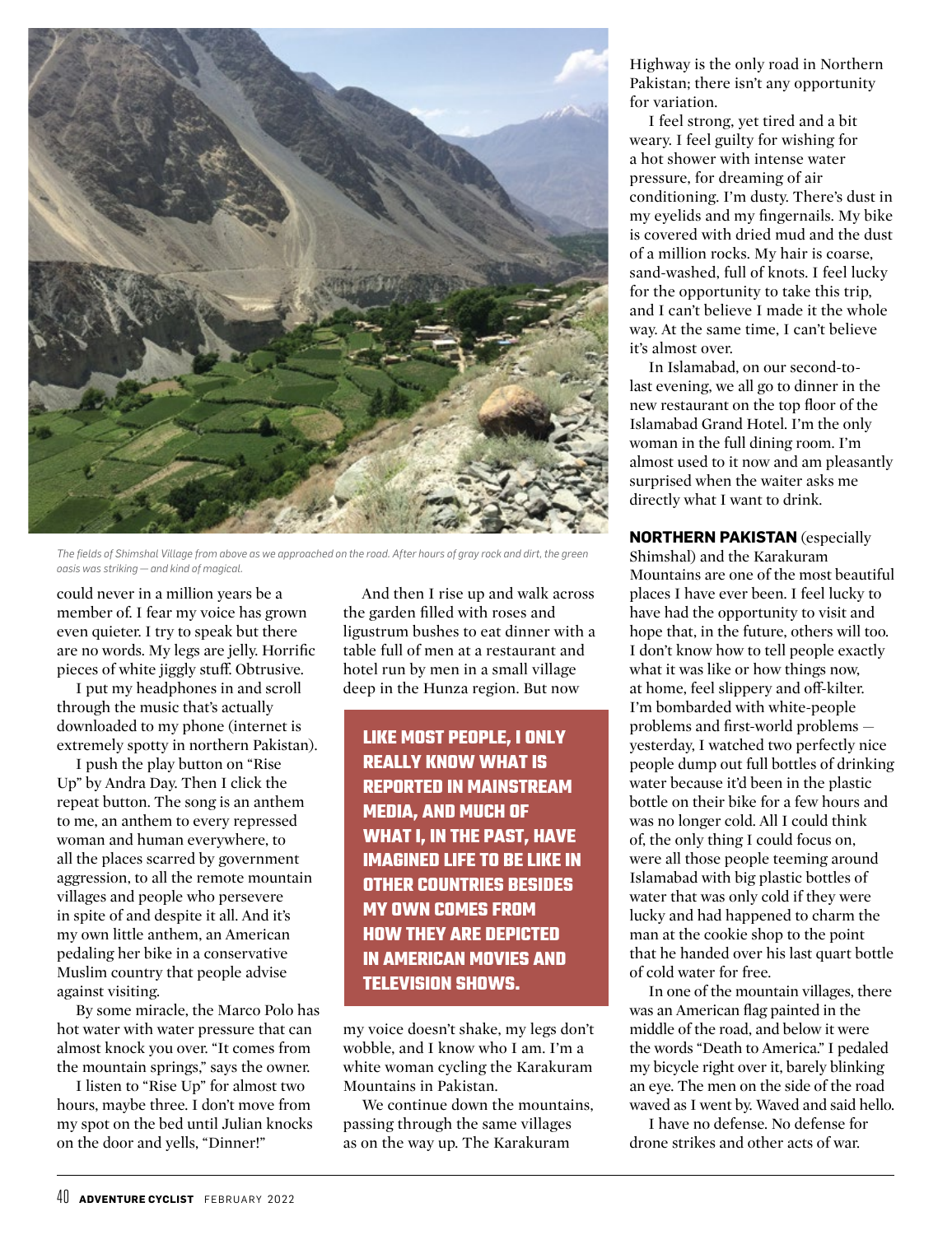*The fields of Shimshal Village from above as we approached on the road. After hours of gray rock and dirt, the green oasis was striking — and kind of magical.*

could never in a million years be a member of. I fear my voice has grown even quieter. I try to speak but there are no words. My legs are jelly. Horrific pieces of white jiggly stuff. Obtrusive.

I put my headphones in and scroll through the music that's actually downloaded to my phone (internet is extremely spotty in northern Pakistan).

I push the play button on "Rise Up" by Andra Day. Then I click the repeat button. The song is an anthem to me, an anthem to every repressed woman and human everywhere, to all the places scarred by government aggression, to all the remote mountain villages and people who persevere in spite of and despite it all. And it's my own little anthem, an American pedaling her bike in a conservative Muslim country that people advise against visiting.

By some miracle, the Marco Polo has hot water with water pressure that can almost knock you over. "It comes from the mountain springs," says the owner.

I listen to "Rise Up" for almost two hours, maybe three. I don't move from my spot on the bed until Julian knocks on the door and yells, "Dinner!"

And then I rise up and walk across the garden filled with roses and ligustrum bushes to eat dinner with a table full of men at a restaurant and hotel run by men in a small village deep in the Hunza region. But now my voice doesn't shake, my legs don't wobble, and I know who I am. I'm a white woman cycling the Karakuram Mountains in Pakistan.

**LIKE MOST PEOPLE, I ONLY REALLY KNOW WHAT IS REPORTED IN MAINSTREAM MEDIA, AND MUCH OF WHAT I, IN THE PAST, HAVE IMAGINED LIFE TO BE LIKE IN OTHER COUNTRIES BESIDES MY OWN COMES FROM HOW THEY ARE DEPICTED IN AMERICAN MOVIES AND TELEVISION SHOWS.**

We continue down the mountains, passing through the same villages as on the way up. The Karakuram Highway is the only road in Northern Pakistan; there isn't any opportunity for variation.

I feel strong, yet tired and a bit weary. I feel guilty for wishing for a hot shower with intense water pressure, for dreaming of air conditioning. I'm dusty. There's dust in my eyelids and my fingernails. My bike is covered with dried mud and the dust of a million rocks. My hair is coarse, sand-washed, full of knots. I feel lucky for the opportunity to take this trip, and I can't believe I made it the whole way. At the same time, I can't believe it's almost over.

In Islamabad, on our second-to-last evening, we all go to dinner in the new restaurant on the top floor of the Islamabad Grand Hotel. I'm the only woman in the full dining room. I'm almost used to it now and am pleasantly surprised when the waiter asks me directly what I want to drink.

**NORTHERN PAKISTAN** (especially Shimshal) and the Karakuram Mountains are one of the most beautiful places I have ever been. I feel lucky to have had the opportunity to visit and hope that, in the future, others will too. I don't know how to tell people exactly what it was like or how things now, at home, feel slippery and off-kilter. I'm bombarded with white-people problems and first-world problems — yesterday, I watched two perfectly nice people dump out full bottles of drinking water because it'd been in the plastic bottle on their bike for a few hours and was no longer cold. All I could think of, the only thing I could focus on, were all those people teeming around Islamabad with big plastic bottles of water that was only cold if they were lucky and had happened to charm the man at the cookie shop to the point that he handed over his last quart bottle of cold water for free.

In one of the mountain villages, there was an American flag painted in the middle of the road, and below it were the words "Death to America." I pedaled my bicycle right over it, barely blinking an eye. The men on the side of the road waved as I went by. Waved and said hello.

I have no defense. No defense for drone strikes and other acts of war.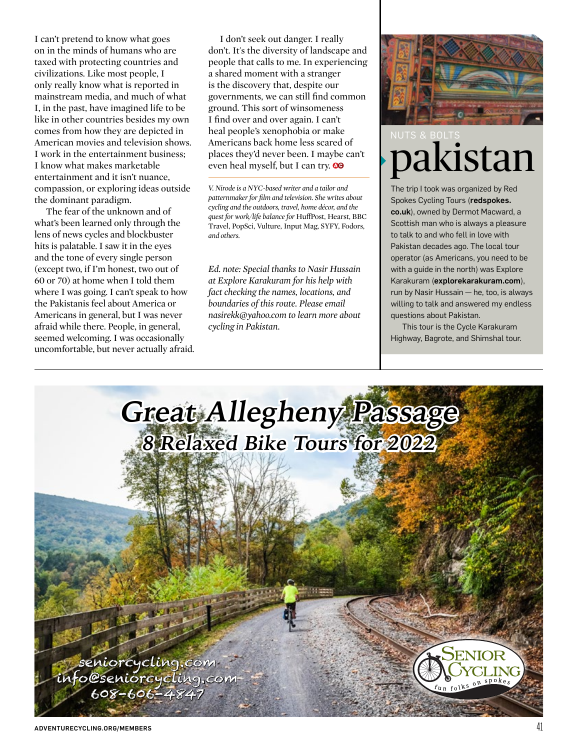I can't pretend to know what goes on in the minds of humans who are taxed with protecting countries and civilizations. Like most people, I only really know what is reported in mainstream media, and much of what I, in the past, have imagined life to be like in other countries besides my own comes from how they are depicted in American movies and television shows. I work in the entertainment business; I know what makes marketable entertainment and it isn't nuance, compassion, or exploring ideas outside the dominant paradigm.

The fear of the unknown and of what's been learned only through the lens of news cycles and blockbuster hits is palatable. I saw it in the eyes and the tone of every single person (except two, if I'm honest, two out of 60 or 70) at home when I told them where I was going. I can't speak to how the Pakistanis feel about America or Americans in general, but I was never afraid while there. People, in general, seemed welcoming. I was occasionally uncomfortable, but never actually afraid.

I don't seek out danger. I really don't. It's the diversity of landscape and people that calls to me. In experiencing a shared moment with a stranger is the discovery that, despite our governments, we can still find common ground. This sort of winsomeness I find over and over again. I can't heal people's xenophobia or make Americans back home less scared of places they'd never been. I maybe can't even heal myself, but I can try. AC

*V. Nirode is a NYC-based writer and a tailor and patternmaker for film and television. She writes about cycling and the outdoors, travel, home décor, and the quest for work/life balance for* HuffPost, Hearst, BBC Travel, PopSci, Vulture, Input Mag, SYFY, Fodors, *and others.*

*Ed. note: Special thanks to Nasir Hussain at Explore Karakuram for his help with fact checking the names, locations, and boundaries of this route. Please email nasirekk@yahoo.com to learn more about cycling in Pakistan.*

NUTS & BOLTS

## pakistan

The trip I took was organized by Red Spokes Cycling Tours (**redspokes.co.uk**), owned by Dermot Macward, a Scottish man who is always a pleasure to talk to and who fell in love with Pakistan decades ago. The local tour operator (as Americans, you need to be with a guide in the north) was Explore Karakuram (**explorekarakuram.com**), run by Nasir Hussain — he, too, is always willing to talk and answered my endless questions about Pakistan.

This tour is the Cycle Karakuram Highway, Bagrote, and Shimshal tour.

**Great Allegheny Passage**

**8 Relaxed Bike Tours for 2022**

seniorcycling.com
info@seniorcycling.com
608-606-4847

SENIOR CYCLING
fun folks on spokes